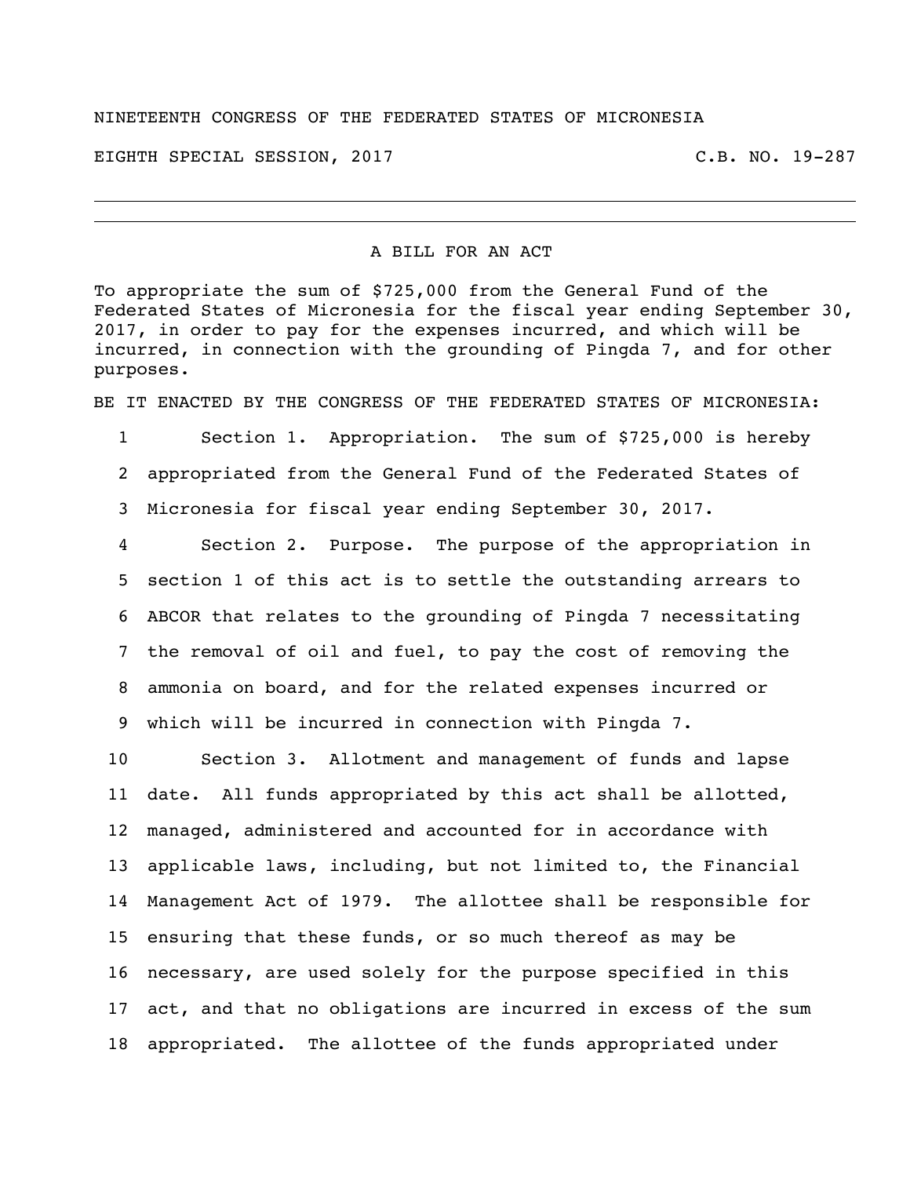NINETEENTH CONGRESS OF THE FEDERATED STATES OF MICRONESIA

EIGHTH SPECIAL SESSION, 2017 C.B. NO. 19-287

---

A BILL FOR AN ACT

To appropriate the sum of $725,000 from the General Fund of the Federated States of Micronesia for the fiscal year ending September 30, 2017, in order to pay for the expenses incurred, and which will be incurred, in connection with the grounding of Pingda 7, and for other purposes.

BE IT ENACTED BY THE CONGRESS OF THE FEDERATED STATES OF MICRONESIA:

1 Section 1. Appropriation. The sum of $725,000 is hereby
2 appropriated from the General Fund of the Federated States of
3 Micronesia for fiscal year ending September 30, 2017.

4 Section 2. Purpose. The purpose of the appropriation in
5 section 1 of this act is to settle the outstanding arrears to
6 ABCOR that relates to the grounding of Pingda 7 necessitating
7 the removal of oil and fuel, to pay the cost of removing the
8 ammonia on board, and for the related expenses incurred or
9 which will be incurred in connection with Pingda 7.

10 Section 3. Allotment and management of funds and lapse
11 date. All funds appropriated by this act shall be allotted,
12 managed, administered and accounted for in accordance with
13 applicable laws, including, but not limited to, the Financial
14 Management Act of 1979. The allottee shall be responsible for
15 ensuring that these funds, or so much thereof as may be
16 necessary, are used solely for the purpose specified in this
17 act, and that no obligations are incurred in excess of the sum
18 appropriated. The allottee of the funds appropriated under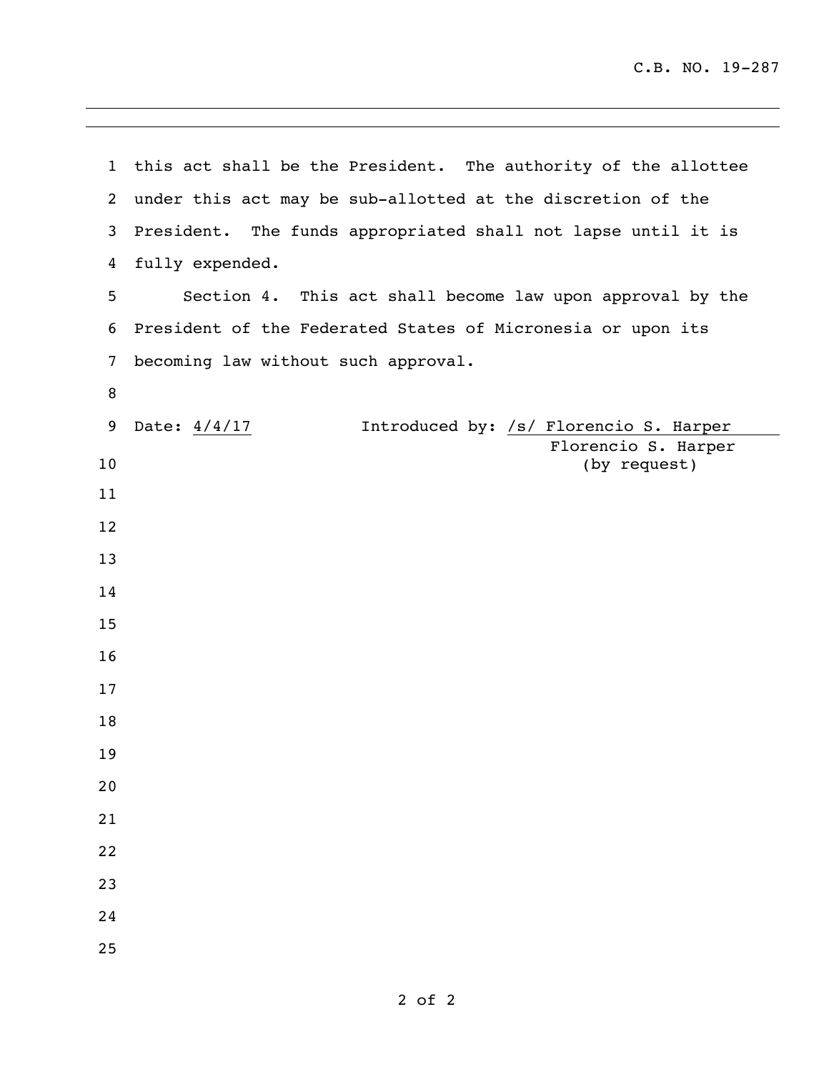this act shall be the President. The authority of the allottee under this act may be sub-allotted at the discretion of the President. The funds appropriated shall not lapse until it is fully expended.

Section 4. This act shall become law upon approval by the President of the Federated States of Micronesia or upon its becoming law without such approval.

Date: 4/4/17

Introduced by: /s/ Florencio S. Harper
Florencio S. Harper
(by request)